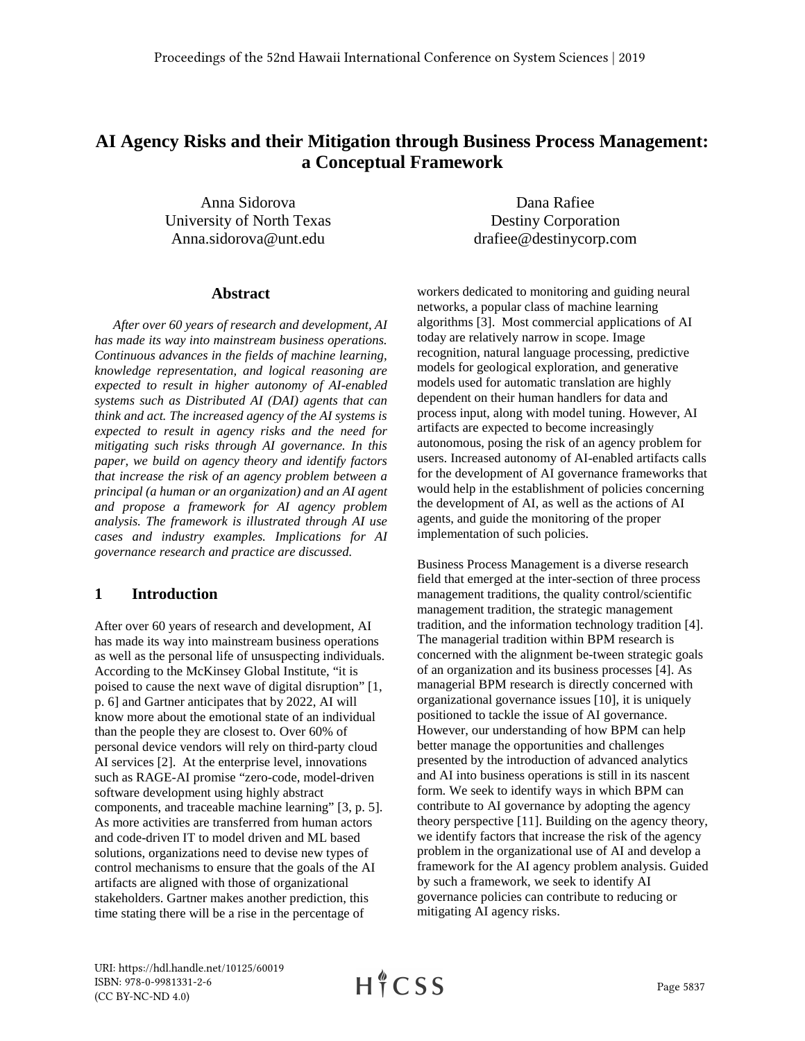# AI Agency Risks and their Mitigation through Business Process Management: a Conceptual Framework

Anna Sidorova
University of North Texas
Anna.sidorova@unt.edu

Dana Rafiee
Destiny Corporation
drafiee@destinycorp.com

## Abstract

*After over 60 years of research and development, AI has made its way into mainstream business operations. Continuous advances in the fields of machine learning, knowledge representation, and logical reasoning are expected to result in higher autonomy of AI-enabled systems such as Distributed AI (DAI) agents that can think and act. The increased agency of the AI systems is expected to result in agency risks and the need for mitigating such risks through AI governance. In this paper, we build on agency theory and identify factors that increase the risk of an agency problem between a principal (a human or an organization) and an AI agent and propose a framework for AI agency problem analysis. The framework is illustrated through AI use cases and industry examples. Implications for AI governance research and practice are discussed.*

## 1 Introduction

After over 60 years of research and development, AI has made its way into mainstream business operations as well as the personal life of unsuspecting individuals. According to the McKinsey Global Institute, "it is poised to cause the next wave of digital disruption" [1, p. 6] and Gartner anticipates that by 2022, AI will know more about the emotional state of an individual than the people they are closest to. Over 60% of personal device vendors will rely on third-party cloud AI services [2]. At the enterprise level, innovations such as RAGE-AI promise "zero-code, model-driven software development using highly abstract components, and traceable machine learning" [3, p. 5]. As more activities are transferred from human actors and code-driven IT to model driven and ML based solutions, organizations need to devise new types of control mechanisms to ensure that the goals of the AI artifacts are aligned with those of organizational stakeholders. Gartner makes another prediction, this time stating there will be a rise in the percentage of workers dedicated to monitoring and guiding neural networks, a popular class of machine learning algorithms [3]. Most commercial applications of AI today are relatively narrow in scope. Image recognition, natural language processing, predictive models for geological exploration, and generative models used for automatic translation are highly dependent on their human handlers for data and process input, along with model tuning. However, AI artifacts are expected to become increasingly autonomous, posing the risk of an agency problem for users. Increased autonomy of AI-enabled artifacts calls for the development of AI governance frameworks that would help in the establishment of policies concerning the development of AI, as well as the actions of AI agents, and guide the monitoring of the proper implementation of such policies.

Business Process Management is a diverse research field that emerged at the inter-section of three process management traditions, the quality control/scientific management tradition, the strategic management tradition, and the information technology tradition [4]. The managerial tradition within BPM research is concerned with the alignment be-tween strategic goals of an organization and its business processes [4]. As managerial BPM research is directly concerned with organizational governance issues [10], it is uniquely positioned to tackle the issue of AI governance. However, our understanding of how BPM can help better manage the opportunities and challenges presented by the introduction of advanced analytics and AI into business operations is still in its nascent form. We seek to identify ways in which BPM can contribute to AI governance by adopting the agency theory perspective [11]. Building on the agency theory, we identify factors that increase the risk of the agency problem in the organizational use of AI and develop a framework for the AI agency problem analysis. Guided by such a framework, we seek to identify AI governance policies can contribute to reducing or mitigating AI agency risks.

URI: https://hdl.handle.net/10125/60019
ISBN: 978-0-9981331-2-6
(CC BY-NC-ND 4.0)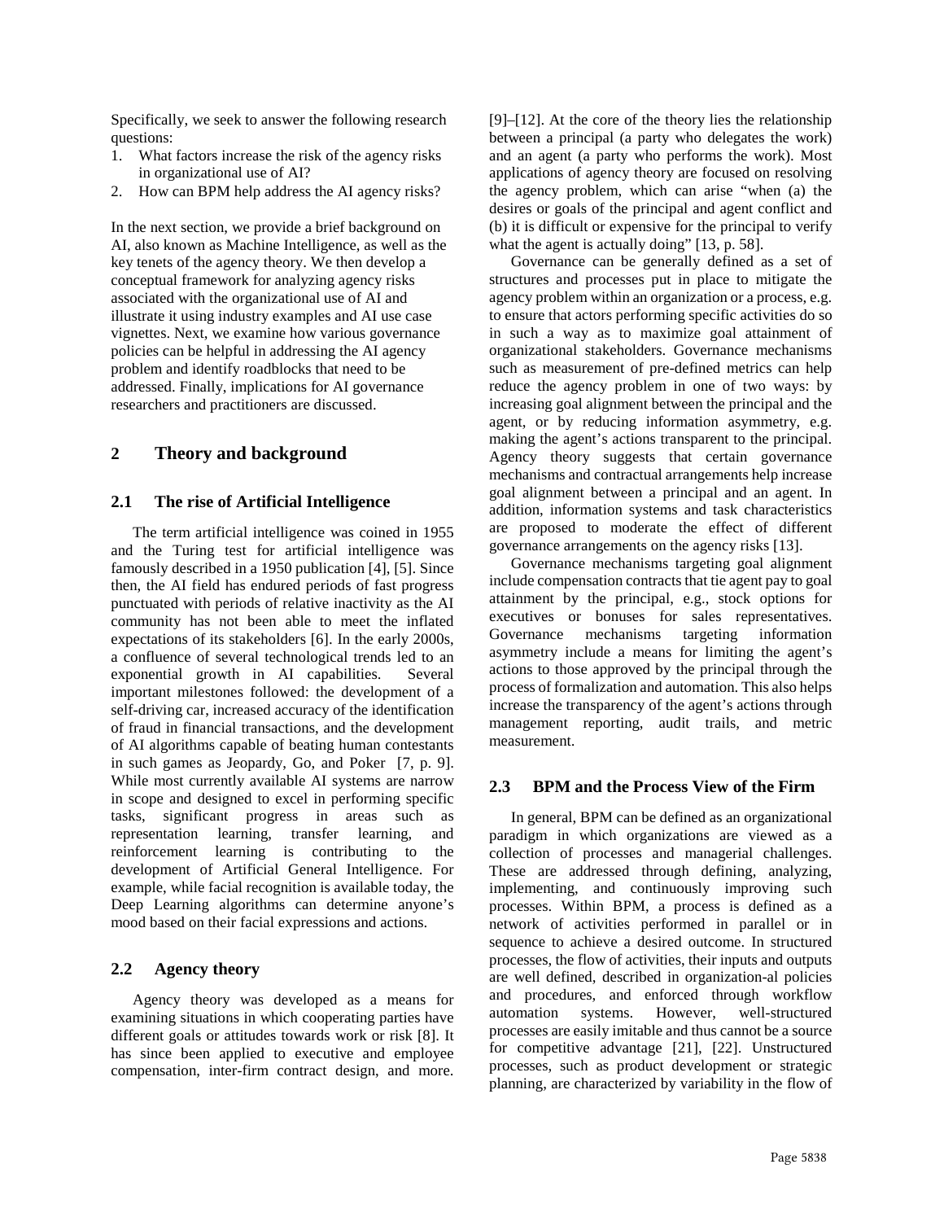Specifically, we seek to answer the following research questions:

1. What factors increase the risk of the agency risks in organizational use of AI?
2. How can BPM help address the AI agency risks?

In the next section, we provide a brief background on AI, also known as Machine Intelligence, as well as the key tenets of the agency theory. We then develop a conceptual framework for analyzing agency risks associated with the organizational use of AI and illustrate it using industry examples and AI use case vignettes. Next, we examine how various governance policies can be helpful in addressing the AI agency problem and identify roadblocks that need to be addressed. Finally, implications for AI governance researchers and practitioners are discussed.

## 2 Theory and background

### 2.1 The rise of Artificial Intelligence

The term artificial intelligence was coined in 1955 and the Turing test for artificial intelligence was famously described in a 1950 publication [4], [5]. Since then, the AI field has endured periods of fast progress punctuated with periods of relative inactivity as the AI community has not been able to meet the inflated expectations of its stakeholders [6]. In the early 2000s, a confluence of several technological trends led to an exponential growth in AI capabilities. Several important milestones followed: the development of a self-driving car, increased accuracy of the identification of fraud in financial transactions, and the development of AI algorithms capable of beating human contestants in such games as Jeopardy, Go, and Poker [7, p. 9]. While most currently available AI systems are narrow in scope and designed to excel in performing specific tasks, significant progress in areas such as representation learning, transfer learning, and reinforcement learning is contributing to the development of Artificial General Intelligence. For example, while facial recognition is available today, the Deep Learning algorithms can determine anyone's mood based on their facial expressions and actions.

### 2.2 Agency theory

Agency theory was developed as a means for examining situations in which cooperating parties have different goals or attitudes towards work or risk [8]. It has since been applied to executive and employee compensation, inter-firm contract design, and more. [9]–[12]. At the core of the theory lies the relationship between a principal (a party who delegates the work) and an agent (a party who performs the work). Most applications of agency theory are focused on resolving the agency problem, which can arise "when (a) the desires or goals of the principal and agent conflict and (b) it is difficult or expensive for the principal to verify what the agent is actually doing" [13, p. 58].

Governance can be generally defined as a set of structures and processes put in place to mitigate the agency problem within an organization or a process, e.g. to ensure that actors performing specific activities do so in such a way as to maximize goal attainment of organizational stakeholders. Governance mechanisms such as measurement of pre-defined metrics can help reduce the agency problem in one of two ways: by increasing goal alignment between the principal and the agent, or by reducing information asymmetry, e.g. making the agent's actions transparent to the principal. Agency theory suggests that certain governance mechanisms and contractual arrangements help increase goal alignment between a principal and an agent. In addition, information systems and task characteristics are proposed to moderate the effect of different governance arrangements on the agency risks [13].

Governance mechanisms targeting goal alignment include compensation contracts that tie agent pay to goal attainment by the principal, e.g., stock options for executives or bonuses for sales representatives. Governance mechanisms targeting information asymmetry include a means for limiting the agent's actions to those approved by the principal through the process of formalization and automation. This also helps increase the transparency of the agent's actions through management reporting, audit trails, and metric measurement.

### 2.3 BPM and the Process View of the Firm

In general, BPM can be defined as an organizational paradigm in which organizations are viewed as a collection of processes and managerial challenges. These are addressed through defining, analyzing, implementing, and continuously improving such processes. Within BPM, a process is defined as a network of activities performed in parallel or in sequence to achieve a desired outcome. In structured processes, the flow of activities, their inputs and outputs are well defined, described in organization-al policies and procedures, and enforced through workflow automation systems. However, well-structured processes are easily imitable and thus cannot be a source for competitive advantage [21], [22]. Unstructured processes, such as product development or strategic planning, are characterized by variability in the flow of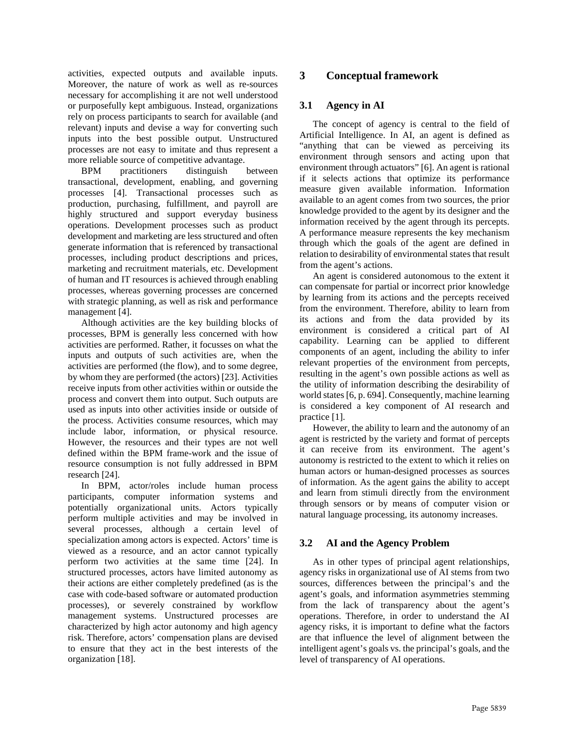activities, expected outputs and available inputs. Moreover, the nature of work as well as re-sources necessary for accomplishing it are not well understood or purposefully kept ambiguous. Instead, organizations rely on process participants to search for available (and relevant) inputs and devise a way for converting such inputs into the best possible output. Unstructured processes are not easy to imitate and thus represent a more reliable source of competitive advantage.

BPM practitioners distinguish between transactional, development, enabling, and governing processes [4]. Transactional processes such as production, purchasing, fulfillment, and payroll are highly structured and support everyday business operations. Development processes such as product development and marketing are less structured and often generate information that is referenced by transactional processes, including product descriptions and prices, marketing and recruitment materials, etc. Development of human and IT resources is achieved through enabling processes, whereas governing processes are concerned with strategic planning, as well as risk and performance management [4].

Although activities are the key building blocks of processes, BPM is generally less concerned with how activities are performed. Rather, it focusses on what the inputs and outputs of such activities are, when the activities are performed (the flow), and to some degree, by whom they are performed (the actors) [23]. Activities receive inputs from other activities within or outside the process and convert them into output. Such outputs are used as inputs into other activities inside or outside of the process. Activities consume resources, which may include labor, information, or physical resource. However, the resources and their types are not well defined within the BPM frame-work and the issue of resource consumption is not fully addressed in BPM research [24].

In BPM, actor/roles include human process participants, computer information systems and potentially organizational units. Actors typically perform multiple activities and may be involved in several processes, although a certain level of specialization among actors is expected. Actors' time is viewed as a resource, and an actor cannot typically perform two activities at the same time [24]. In structured processes, actors have limited autonomy as their actions are either completely predefined (as is the case with code-based software or automated production processes), or severely constrained by workflow management systems. Unstructured processes are characterized by high actor autonomy and high agency risk. Therefore, actors' compensation plans are devised to ensure that they act in the best interests of the organization [18].

## 3 Conceptual framework

### 3.1 Agency in AI

The concept of agency is central to the field of Artificial Intelligence. In AI, an agent is defined as "anything that can be viewed as perceiving its environment through sensors and acting upon that environment through actuators" [6]. An agent is rational if it selects actions that optimize its performance measure given available information. Information available to an agent comes from two sources, the prior knowledge provided to the agent by its designer and the information received by the agent through its percepts. A performance measure represents the key mechanism through which the goals of the agent are defined in relation to desirability of environmental states that result from the agent's actions.

An agent is considered autonomous to the extent it can compensate for partial or incorrect prior knowledge by learning from its actions and the percepts received from the environment. Therefore, ability to learn from its actions and from the data provided by its environment is considered a critical part of AI capability. Learning can be applied to different components of an agent, including the ability to infer relevant properties of the environment from percepts, resulting in the agent's own possible actions as well as the utility of information describing the desirability of world states [6, p. 694]. Consequently, machine learning is considered a key component of AI research and practice [1].

However, the ability to learn and the autonomy of an agent is restricted by the variety and format of percepts it can receive from its environment. The agent's autonomy is restricted to the extent to which it relies on human actors or human-designed processes as sources of information. As the agent gains the ability to accept and learn from stimuli directly from the environment through sensors or by means of computer vision or natural language processing, its autonomy increases.

### 3.2 AI and the Agency Problem

As in other types of principal agent relationships, agency risks in organizational use of AI stems from two sources, differences between the principal's and the agent's goals, and information asymmetries stemming from the lack of transparency about the agent's operations. Therefore, in order to understand the AI agency risks, it is important to define what the factors are that influence the level of alignment between the intelligent agent's goals vs. the principal's goals, and the level of transparency of AI operations.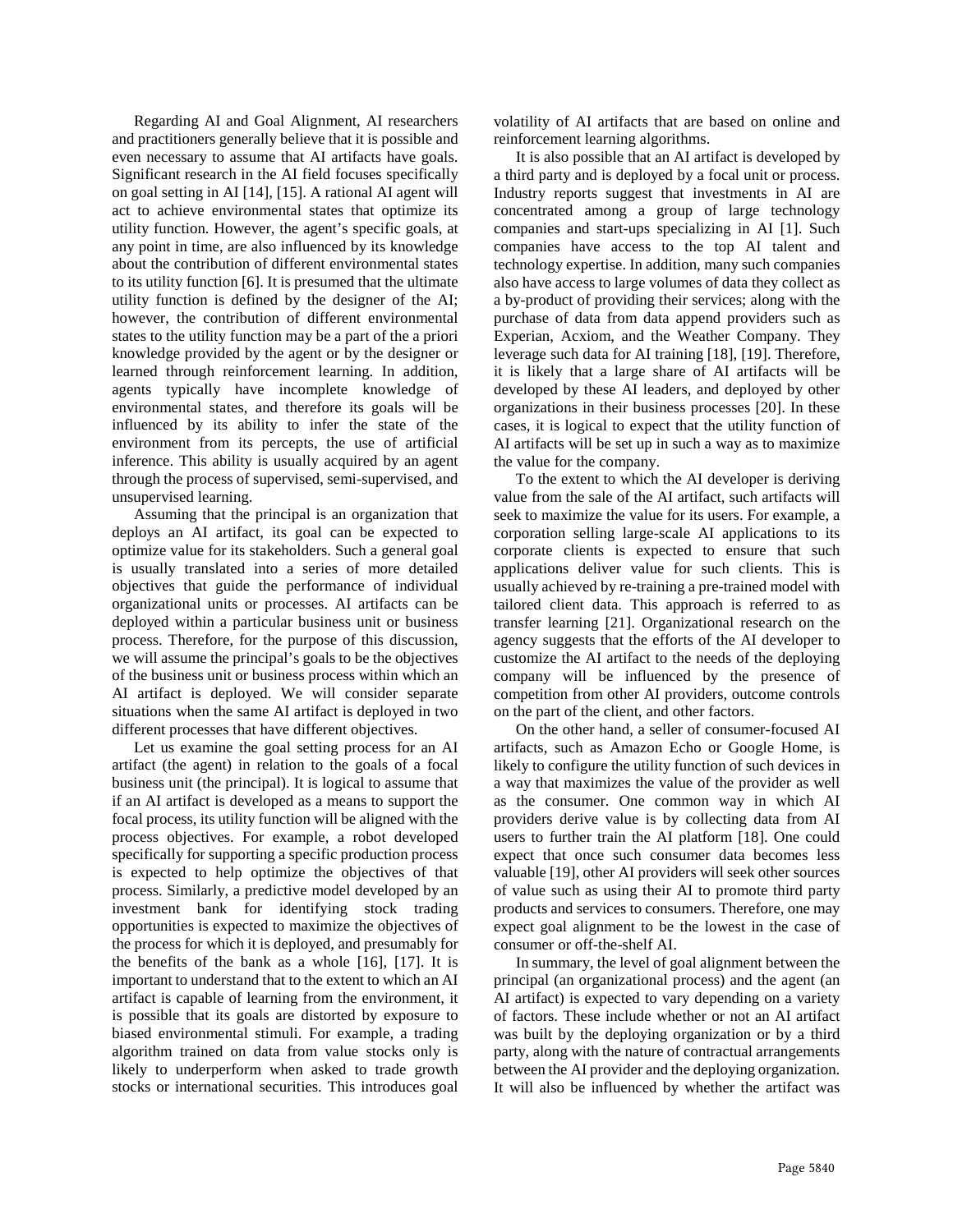Regarding AI and Goal Alignment, AI researchers and practitioners generally believe that it is possible and even necessary to assume that AI artifacts have goals. Significant research in the AI field focuses specifically on goal setting in AI [14], [15]. A rational AI agent will act to achieve environmental states that optimize its utility function. However, the agent's specific goals, at any point in time, are also influenced by its knowledge about the contribution of different environmental states to its utility function [6]. It is presumed that the ultimate utility function is defined by the designer of the AI; however, the contribution of different environmental states to the utility function may be a part of the a priori knowledge provided by the agent or by the designer or learned through reinforcement learning. In addition, agents typically have incomplete knowledge of environmental states, and therefore its goals will be influenced by its ability to infer the state of the environment from its percepts, the use of artificial inference. This ability is usually acquired by an agent through the process of supervised, semi-supervised, and unsupervised learning.

Assuming that the principal is an organization that deploys an AI artifact, its goal can be expected to optimize value for its stakeholders. Such a general goal is usually translated into a series of more detailed objectives that guide the performance of individual organizational units or processes. AI artifacts can be deployed within a particular business unit or business process. Therefore, for the purpose of this discussion, we will assume the principal's goals to be the objectives of the business unit or business process within which an AI artifact is deployed. We will consider separate situations when the same AI artifact is deployed in two different processes that have different objectives.

Let us examine the goal setting process for an AI artifact (the agent) in relation to the goals of a focal business unit (the principal). It is logical to assume that if an AI artifact is developed as a means to support the focal process, its utility function will be aligned with the process objectives. For example, a robot developed specifically for supporting a specific production process is expected to help optimize the objectives of that process. Similarly, a predictive model developed by an investment bank for identifying stock trading opportunities is expected to maximize the objectives of the process for which it is deployed, and presumably for the benefits of the bank as a whole [16], [17]. It is important to understand that to the extent to which an AI artifact is capable of learning from the environment, it is possible that its goals are distorted by exposure to biased environmental stimuli. For example, a trading algorithm trained on data from value stocks only is likely to underperform when asked to trade growth stocks or international securities. This introduces goal volatility of AI artifacts that are based on online and reinforcement learning algorithms.

It is also possible that an AI artifact is developed by a third party and is deployed by a focal unit or process. Industry reports suggest that investments in AI are concentrated among a group of large technology companies and start-ups specializing in AI [1]. Such companies have access to the top AI talent and technology expertise. In addition, many such companies also have access to large volumes of data they collect as a by-product of providing their services; along with the purchase of data from data append providers such as Experian, Acxiom, and the Weather Company. They leverage such data for AI training [18], [19]. Therefore, it is likely that a large share of AI artifacts will be developed by these AI leaders, and deployed by other organizations in their business processes [20]. In these cases, it is logical to expect that the utility function of AI artifacts will be set up in such a way as to maximize the value for the company.

To the extent to which the AI developer is deriving value from the sale of the AI artifact, such artifacts will seek to maximize the value for its users. For example, a corporation selling large-scale AI applications to its corporate clients is expected to ensure that such applications deliver value for such clients. This is usually achieved by re-training a pre-trained model with tailored client data. This approach is referred to as transfer learning [21]. Organizational research on the agency suggests that the efforts of the AI developer to customize the AI artifact to the needs of the deploying company will be influenced by the presence of competition from other AI providers, outcome controls on the part of the client, and other factors.

On the other hand, a seller of consumer-focused AI artifacts, such as Amazon Echo or Google Home, is likely to configure the utility function of such devices in a way that maximizes the value of the provider as well as the consumer. One common way in which AI providers derive value is by collecting data from AI users to further train the AI platform [18]. One could expect that once such consumer data becomes less valuable [19], other AI providers will seek other sources of value such as using their AI to promote third party products and services to consumers. Therefore, one may expect goal alignment to be the lowest in the case of consumer or off-the-shelf AI.

In summary, the level of goal alignment between the principal (an organizational process) and the agent (an AI artifact) is expected to vary depending on a variety of factors. These include whether or not an AI artifact was built by the deploying organization or by a third party, along with the nature of contractual arrangements between the AI provider and the deploying organization. It will also be influenced by whether the artifact was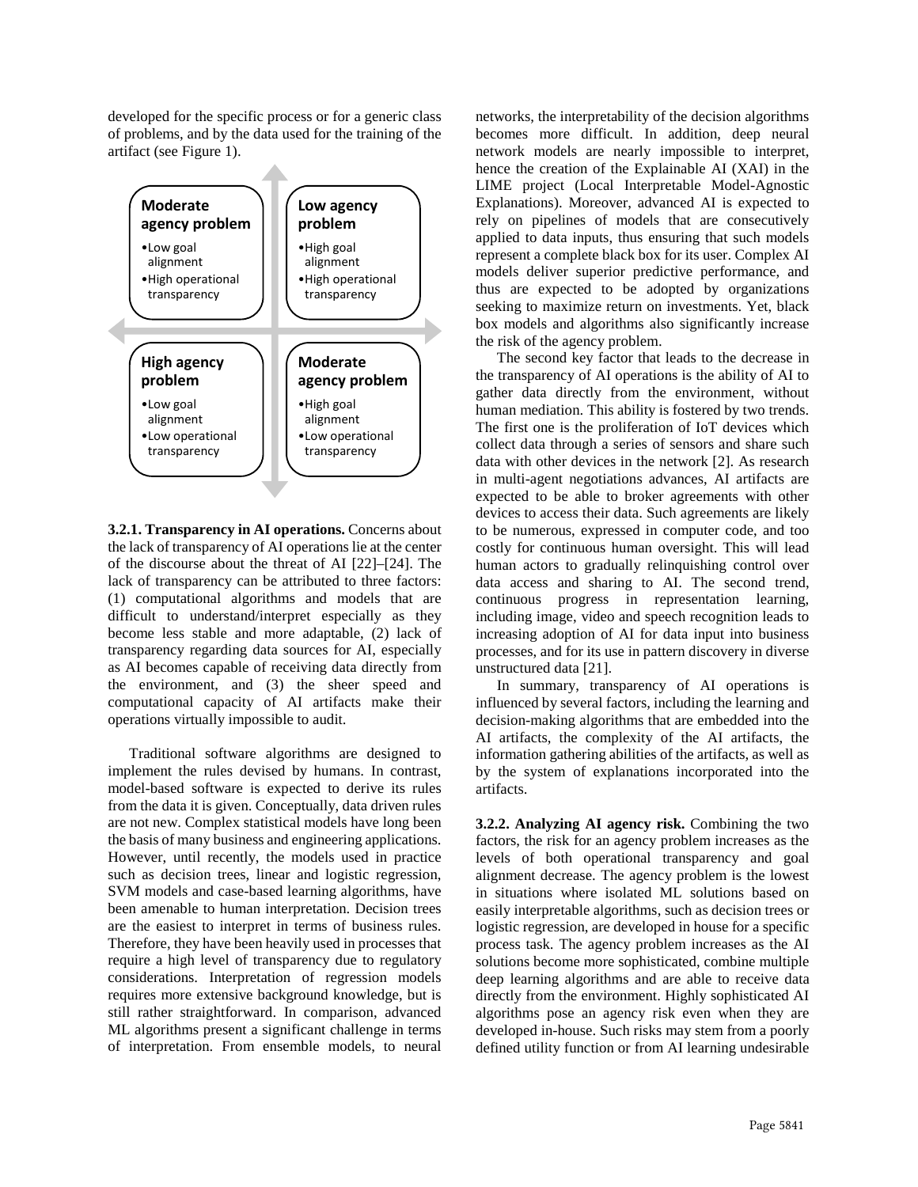developed for the specific process or for a generic class of problems, and by the data used for the training of the artifact (see Figure 1).

| **Moderate agency problem** | **Low agency problem** |
| --- | --- |
| • Low goal alignment<br>• High operational transparency | • High goal alignment<br>• High operational transparency |
| **High agency problem** | **Moderate agency problem** |
| • Low goal alignment<br>• Low operational transparency | • High goal alignment<br>• Low operational transparency |

**3.2.1. Transparency in AI operations.** Concerns about the lack of transparency of AI operations lie at the center of the discourse about the threat of AI [22]–[24]. The lack of transparency can be attributed to three factors: (1) computational algorithms and models that are difficult to understand/interpret especially as they become less stable and more adaptable, (2) lack of transparency regarding data sources for AI, especially as AI becomes capable of receiving data directly from the environment, and (3) the sheer speed and computational capacity of AI artifacts make their operations virtually impossible to audit.

Traditional software algorithms are designed to implement the rules devised by humans. In contrast, model-based software is expected to derive its rules from the data it is given. Conceptually, data driven rules are not new. Complex statistical models have long been the basis of many business and engineering applications. However, until recently, the models used in practice such as decision trees, linear and logistic regression, SVM models and case-based learning algorithms, have been amenable to human interpretation. Decision trees are the easiest to interpret in terms of business rules. Therefore, they have been heavily used in processes that require a high level of transparency due to regulatory considerations. Interpretation of regression models requires more extensive background knowledge, but is still rather straightforward. In comparison, advanced ML algorithms present a significant challenge in terms of interpretation. From ensemble models, to neural networks, the interpretability of the decision algorithms becomes more difficult. In addition, deep neural network models are nearly impossible to interpret, hence the creation of the Explainable AI (XAI) in the LIME project (Local Interpretable Model-Agnostic Explanations). Moreover, advanced AI is expected to rely on pipelines of models that are consecutively applied to data inputs, thus ensuring that such models represent a complete black box for its user. Complex AI models deliver superior predictive performance, and thus are expected to be adopted by organizations seeking to maximize return on investments. Yet, black box models and algorithms also significantly increase the risk of the agency problem.

The second key factor that leads to the decrease in the transparency of AI operations is the ability of AI to gather data directly from the environment, without human mediation. This ability is fostered by two trends. The first one is the proliferation of IoT devices which collect data through a series of sensors and share such data with other devices in the network [2]. As research in multi-agent negotiations advances, AI artifacts are expected to be able to broker agreements with other devices to access their data. Such agreements are likely to be numerous, expressed in computer code, and too costly for continuous human oversight. This will lead human actors to gradually relinquishing control over data access and sharing to AI. The second trend, continuous progress in representation learning, including image, video and speech recognition leads to increasing adoption of AI for data input into business processes, and for its use in pattern discovery in diverse unstructured data [21].

In summary, transparency of AI operations is influenced by several factors, including the learning and decision-making algorithms that are embedded into the AI artifacts, the complexity of the AI artifacts, the information gathering abilities of the artifacts, as well as by the system of explanations incorporated into the artifacts.

**3.2.2. Analyzing AI agency risk.** Combining the two factors, the risk for an agency problem increases as the levels of both operational transparency and goal alignment decrease. The agency problem is the lowest in situations where isolated ML solutions based on easily interpretable algorithms, such as decision trees or logistic regression, are developed in house for a specific process task. The agency problem increases as the AI solutions become more sophisticated, combine multiple deep learning algorithms and are able to receive data directly from the environment. Highly sophisticated AI algorithms pose an agency risk even when they are developed in-house. Such risks may stem from a poorly defined utility function or from AI learning undesirable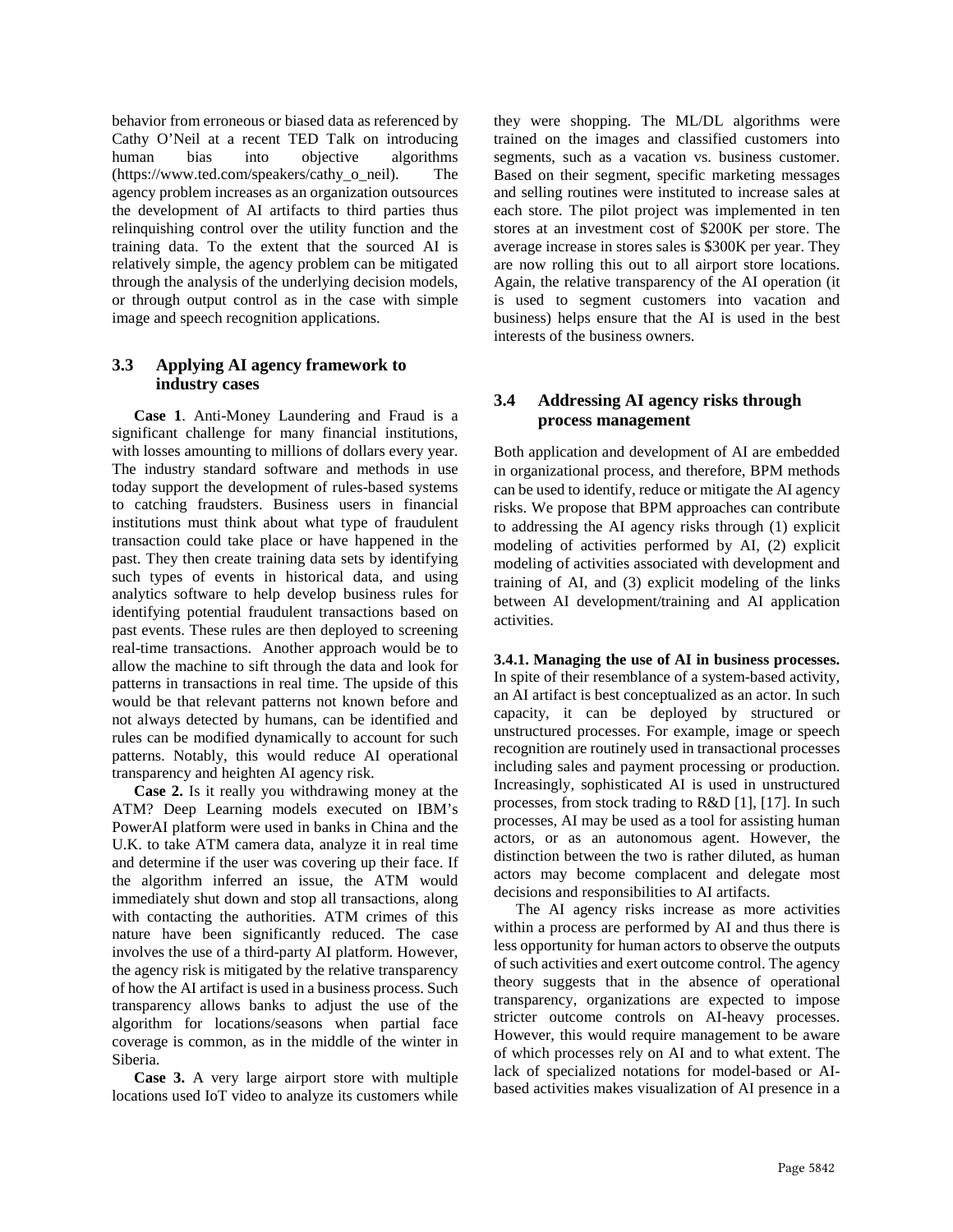behavior from erroneous or biased data as referenced by Cathy O'Neil at a recent TED Talk on introducing human bias into objective algorithms (https://www.ted.com/speakers/cathy_o_neil). The agency problem increases as an organization outsources the development of AI artifacts to third parties thus relinquishing control over the utility function and the training data. To the extent that the sourced AI is relatively simple, the agency problem can be mitigated through the analysis of the underlying decision models, or through output control as in the case with simple image and speech recognition applications.

### 3.3 Applying AI agency framework to industry cases

**Case 1**. Anti-Money Laundering and Fraud is a significant challenge for many financial institutions, with losses amounting to millions of dollars every year. The industry standard software and methods in use today support the development of rules-based systems to catching fraudsters. Business users in financial institutions must think about what type of fraudulent transaction could take place or have happened in the past. They then create training data sets by identifying such types of events in historical data, and using analytics software to help develop business rules for identifying potential fraudulent transactions based on past events. These rules are then deployed to screening real-time transactions. Another approach would be to allow the machine to sift through the data and look for patterns in transactions in real time. The upside of this would be that relevant patterns not known before and not always detected by humans, can be identified and rules can be modified dynamically to account for such patterns. Notably, this would reduce AI operational transparency and heighten AI agency risk.

**Case 2.** Is it really you withdrawing money at the ATM? Deep Learning models executed on IBM's PowerAI platform were used in banks in China and the U.K. to take ATM camera data, analyze it in real time and determine if the user was covering up their face. If the algorithm inferred an issue, the ATM would immediately shut down and stop all transactions, along with contacting the authorities. ATM crimes of this nature have been significantly reduced. The case involves the use of a third-party AI platform. However, the agency risk is mitigated by the relative transparency of how the AI artifact is used in a business process. Such transparency allows banks to adjust the use of the algorithm for locations/seasons when partial face coverage is common, as in the middle of the winter in Siberia.

**Case 3.** A very large airport store with multiple locations used IoT video to analyze its customers while they were shopping. The ML/DL algorithms were trained on the images and classified customers into segments, such as a vacation vs. business customer. Based on their segment, specific marketing messages and selling routines were instituted to increase sales at each store. The pilot project was implemented in ten stores at an investment cost of $200K per store. The average increase in stores sales is $300K per year. They are now rolling this out to all airport store locations. Again, the relative transparency of the AI operation (it is used to segment customers into vacation and business) helps ensure that the AI is used in the best interests of the business owners.

### 3.4 Addressing AI agency risks through process management

Both application and development of AI are embedded in organizational process, and therefore, BPM methods can be used to identify, reduce or mitigate the AI agency risks. We propose that BPM approaches can contribute to addressing the AI agency risks through (1) explicit modeling of activities performed by AI, (2) explicit modeling of activities associated with development and training of AI, and (3) explicit modeling of the links between AI development/training and AI application activities.

**3.4.1. Managing the use of AI in business processes.** In spite of their resemblance of a system-based activity, an AI artifact is best conceptualized as an actor. In such capacity, it can be deployed by structured or unstructured processes. For example, image or speech recognition are routinely used in transactional processes including sales and payment processing or production. Increasingly, sophisticated AI is used in unstructured processes, from stock trading to R&D [1], [17]. In such processes, AI may be used as a tool for assisting human actors, or as an autonomous agent. However, the distinction between the two is rather diluted, as human actors may become complacent and delegate most decisions and responsibilities to AI artifacts.

The AI agency risks increase as more activities within a process are performed by AI and thus there is less opportunity for human actors to observe the outputs of such activities and exert outcome control. The agency theory suggests that in the absence of operational transparency, organizations are expected to impose stricter outcome controls on AI-heavy processes. However, this would require management to be aware of which processes rely on AI and to what extent. The lack of specialized notations for model-based or AI-based activities makes visualization of AI presence in a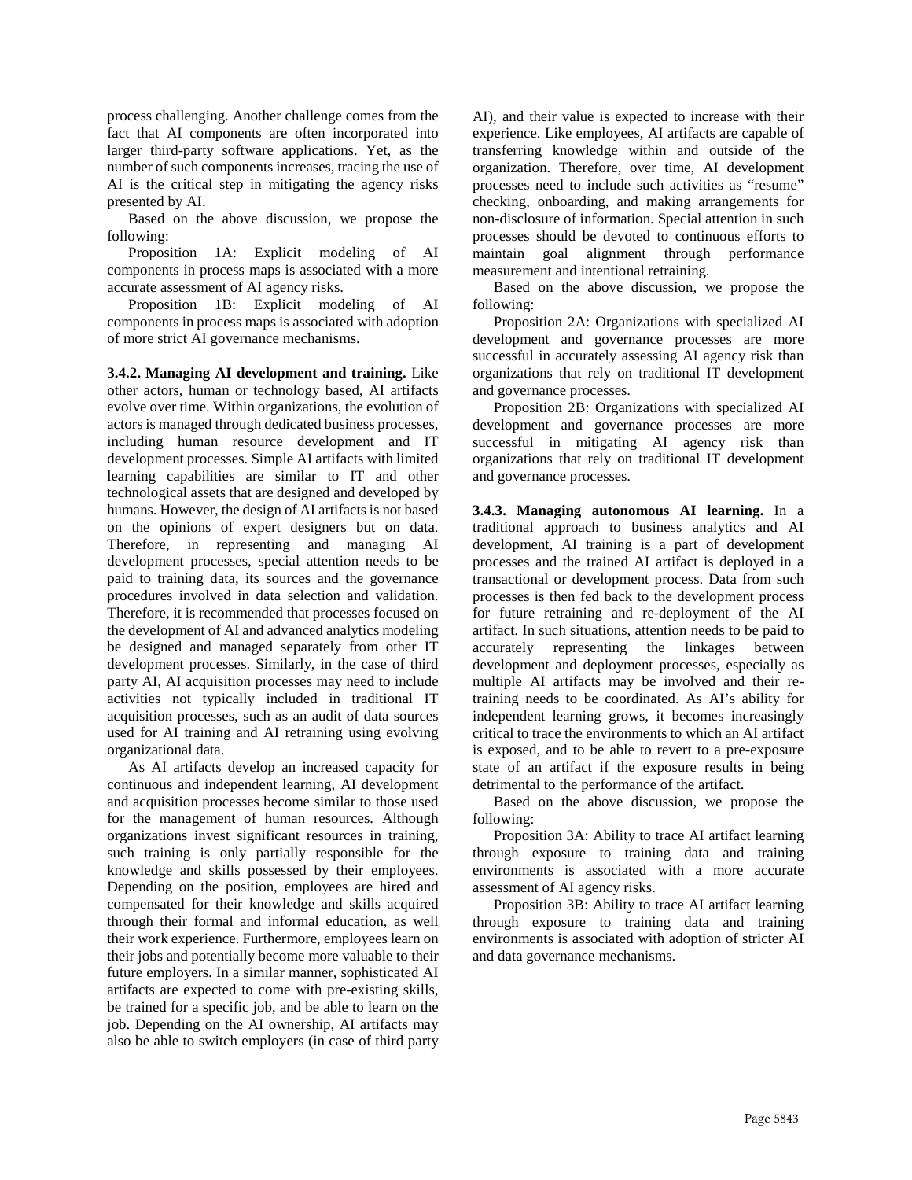process challenging. Another challenge comes from the fact that AI components are often incorporated into larger third-party software applications. Yet, as the number of such components increases, tracing the use of AI is the critical step in mitigating the agency risks presented by AI.

Based on the above discussion, we propose the following:

Proposition 1A: Explicit modeling of AI components in process maps is associated with a more accurate assessment of AI agency risks.

Proposition 1B: Explicit modeling of AI components in process maps is associated with adoption of more strict AI governance mechanisms.

**3.4.2. Managing AI development and training.** Like other actors, human or technology based, AI artifacts evolve over time. Within organizations, the evolution of actors is managed through dedicated business processes, including human resource development and IT development processes. Simple AI artifacts with limited learning capabilities are similar to IT and other technological assets that are designed and developed by humans. However, the design of AI artifacts is not based on the opinions of expert designers but on data. Therefore, in representing and managing AI development processes, special attention needs to be paid to training data, its sources and the governance procedures involved in data selection and validation. Therefore, it is recommended that processes focused on the development of AI and advanced analytics modeling be designed and managed separately from other IT development processes. Similarly, in the case of third party AI, AI acquisition processes may need to include activities not typically included in traditional IT acquisition processes, such as an audit of data sources used for AI training and AI retraining using evolving organizational data.

As AI artifacts develop an increased capacity for continuous and independent learning, AI development and acquisition processes become similar to those used for the management of human resources. Although organizations invest significant resources in training, such training is only partially responsible for the knowledge and skills possessed by their employees. Depending on the position, employees are hired and compensated for their knowledge and skills acquired through their formal and informal education, as well their work experience. Furthermore, employees learn on their jobs and potentially become more valuable to their future employers. In a similar manner, sophisticated AI artifacts are expected to come with pre-existing skills, be trained for a specific job, and be able to learn on the job. Depending on the AI ownership, AI artifacts may also be able to switch employers (in case of third party AI), and their value is expected to increase with their experience. Like employees, AI artifacts are capable of transferring knowledge within and outside of the organization. Therefore, over time, AI development processes need to include such activities as "resume" checking, onboarding, and making arrangements for non-disclosure of information. Special attention in such processes should be devoted to continuous efforts to maintain goal alignment through performance measurement and intentional retraining.

Based on the above discussion, we propose the following:

Proposition 2A: Organizations with specialized AI development and governance processes are more successful in accurately assessing AI agency risk than organizations that rely on traditional IT development and governance processes.

Proposition 2B: Organizations with specialized AI development and governance processes are more successful in mitigating AI agency risk than organizations that rely on traditional IT development and governance processes.

**3.4.3. Managing autonomous AI learning.** In a traditional approach to business analytics and AI development, AI training is a part of development processes and the trained AI artifact is deployed in a transactional or development process. Data from such processes is then fed back to the development process for future retraining and re-deployment of the AI artifact. In such situations, attention needs to be paid to accurately representing the linkages between development and deployment processes, especially as multiple AI artifacts may be involved and their re-training needs to be coordinated. As AI's ability for independent learning grows, it becomes increasingly critical to trace the environments to which an AI artifact is exposed, and to be able to revert to a pre-exposure state of an artifact if the exposure results in being detrimental to the performance of the artifact.

Based on the above discussion, we propose the following:

Proposition 3A: Ability to trace AI artifact learning through exposure to training data and training environments is associated with a more accurate assessment of AI agency risks.

Proposition 3B: Ability to trace AI artifact learning through exposure to training data and training environments is associated with adoption of stricter AI and data governance mechanisms.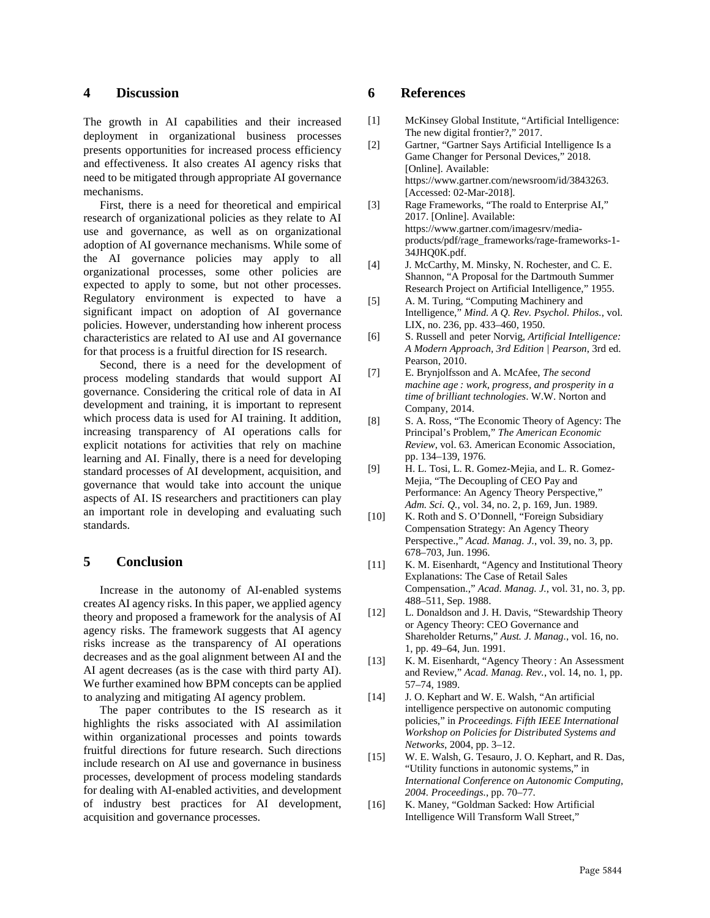## 4 Discussion

The growth in AI capabilities and their increased deployment in organizational business processes presents opportunities for increased process efficiency and effectiveness. It also creates AI agency risks that need to be mitigated through appropriate AI governance mechanisms.

First, there is a need for theoretical and empirical research of organizational policies as they relate to AI use and governance, as well as on organizational adoption of AI governance mechanisms. While some of the AI governance policies may apply to all organizational processes, some other policies are expected to apply to some, but not other processes. Regulatory environment is expected to have a significant impact on adoption of AI governance policies. However, understanding how inherent process characteristics are related to AI use and AI governance for that process is a fruitful direction for IS research.

Second, there is a need for the development of process modeling standards that would support AI governance. Considering the critical role of data in AI development and training, it is important to represent which process data is used for AI training. It addition, increasing transparency of AI operations calls for explicit notations for activities that rely on machine learning and AI. Finally, there is a need for developing standard processes of AI development, acquisition, and governance that would take into account the unique aspects of AI. IS researchers and practitioners can play an important role in developing and evaluating such standards.

## 5 Conclusion

Increase in the autonomy of AI-enabled systems creates AI agency risks. In this paper, we applied agency theory and proposed a framework for the analysis of AI agency risks. The framework suggests that AI agency risks increase as the transparency of AI operations decreases and as the goal alignment between AI and the AI agent decreases (as is the case with third party AI). We further examined how BPM concepts can be applied to analyzing and mitigating AI agency problem.

The paper contributes to the IS research as it highlights the risks associated with AI assimilation within organizational processes and points towards fruitful directions for future research. Such directions include research on AI use and governance in business processes, development of process modeling standards for dealing with AI-enabled activities, and development of industry best practices for AI development, acquisition and governance processes.

## 6 References

[1] McKinsey Global Institute, "Artificial Intelligence: The new digital frontier?," 2017.

[2] Gartner, "Gartner Says Artificial Intelligence Is a Game Changer for Personal Devices," 2018. [Online]. Available: https://www.gartner.com/newsroom/id/3843263. [Accessed: 02-Mar-2018].

[3] Rage Frameworks, "The roald to Enterprise AI," 2017. [Online]. Available: https://www.gartner.com/imagesrv/media-products/pdf/rage_frameworks/rage-frameworks-1-34JHQ0K.pdf.

[4] J. McCarthy, M. Minsky, N. Rochester, and C. E. Shannon, "A Proposal for the Dartmouth Summer Research Project on Artificial Intelligence," 1955.

[5] A. M. Turing, "Computing Machinery and Intelligence," *Mind. A Q. Rev. Psychol. Philos.*, vol. LIX, no. 236, pp. 433–460, 1950.

[6] S. Russell and peter Norvig, *Artificial Intelligence: A Modern Approach, 3rd Edition | Pearson*, 3rd ed. Pearson, 2010.

[7] E. Brynjolfsson and A. McAfee, *The second machine age : work, progress, and prosperity in a time of brilliant technologies*. W.W. Norton and Company, 2014.

[8] S. A. Ross, "The Economic Theory of Agency: The Principal's Problem," *The American Economic Review*, vol. 63. American Economic Association, pp. 134–139, 1976.

[9] H. L. Tosi, L. R. Gomez-Mejia, and L. R. Gomez-Mejia, "The Decoupling of CEO Pay and Performance: An Agency Theory Perspective," *Adm. Sci. Q.*, vol. 34, no. 2, p. 169, Jun. 1989.

[10] K. Roth and S. O'Donnell, "Foreign Subsidiary Compensation Strategy: An Agency Theory Perspective.," *Acad. Manag. J.*, vol. 39, no. 3, pp. 678–703, Jun. 1996.

[11] K. M. Eisenhardt, "Agency and Institutional Theory Explanations: The Case of Retail Sales Compensation.," *Acad. Manag. J.*, vol. 31, no. 3, pp. 488–511, Sep. 1988.

[12] L. Donaldson and J. H. Davis, "Stewardship Theory or Agency Theory: CEO Governance and Shareholder Returns," *Aust. J. Manag.*, vol. 16, no. 1, pp. 49–64, Jun. 1991.

[13] K. M. Eisenhardt, "Agency Theory : An Assessment and Review," *Acad. Manag. Rev.*, vol. 14, no. 1, pp. 57–74, 1989.

[14] J. O. Kephart and W. E. Walsh, "An artificial intelligence perspective on autonomic computing policies," in *Proceedings. Fifth IEEE International Workshop on Policies for Distributed Systems and Networks*, 2004, pp. 3–12.

[15] W. E. Walsh, G. Tesauro, J. O. Kephart, and R. Das, "Utility functions in autonomic systems," in *International Conference on Autonomic Computing, 2004. Proceedings.*, pp. 70–77.

[16] K. Maney, "Goldman Sacked: How Artificial Intelligence Will Transform Wall Street,"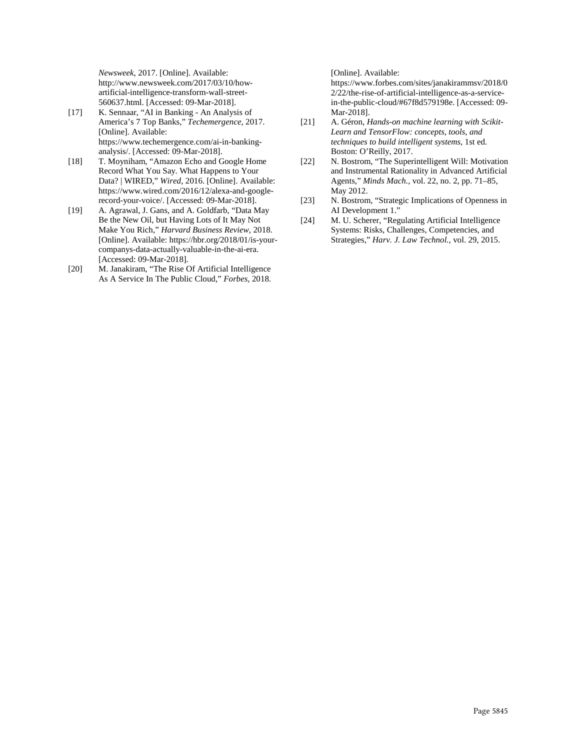*Newsweek*, 2017. [Online]. Available: http://www.newsweek.com/2017/03/10/how-artificial-intelligence-transform-wall-street-560637.html. [Accessed: 09-Mar-2018].

[17] K. Sennaar, "AI in Banking - An Analysis of America's 7 Top Banks," *Techemergence*, 2017. [Online]. Available: https://www.techemergence.com/ai-in-banking-analysis/. [Accessed: 09-Mar-2018].

[18] T. Moyniham, "Amazon Echo and Google Home Record What You Say. What Happens to Your Data? | WIRED," *Wired*, 2016. [Online]. Available: https://www.wired.com/2016/12/alexa-and-google-record-your-voice/. [Accessed: 09-Mar-2018].

[19] A. Agrawal, J. Gans, and A. Goldfarb, "Data May Be the New Oil, but Having Lots of It May Not Make You Rich," *Harvard Business Review*, 2018. [Online]. Available: https://hbr.org/2018/01/is-your-companys-data-actually-valuable-in-the-ai-era. [Accessed: 09-Mar-2018].

[20] M. Janakiram, "The Rise Of Artificial Intelligence As A Service In The Public Cloud," *Forbes*, 2018. [Online]. Available: https://www.forbes.com/sites/janakirammsv/2018/02/22/the-rise-of-artificial-intelligence-as-a-service-in-the-public-cloud/#67f8d579198e. [Accessed: 09-Mar-2018].

[21] A. Géron, *Hands-on machine learning with Scikit-Learn and TensorFlow: concepts, tools, and techniques to build intelligent systems*, 1st ed. Boston: O'Reilly, 2017.

[22] N. Bostrom, "The Superintelligent Will: Motivation and Instrumental Rationality in Advanced Artificial Agents," *Minds Mach.*, vol. 22, no. 2, pp. 71–85, May 2012.

[23] N. Bostrom, "Strategic Implications of Openness in AI Development 1."

[24] M. U. Scherer, "Regulating Artificial Intelligence Systems: Risks, Challenges, Competencies, and Strategies," *Harv. J. Law Technol.*, vol. 29, 2015.